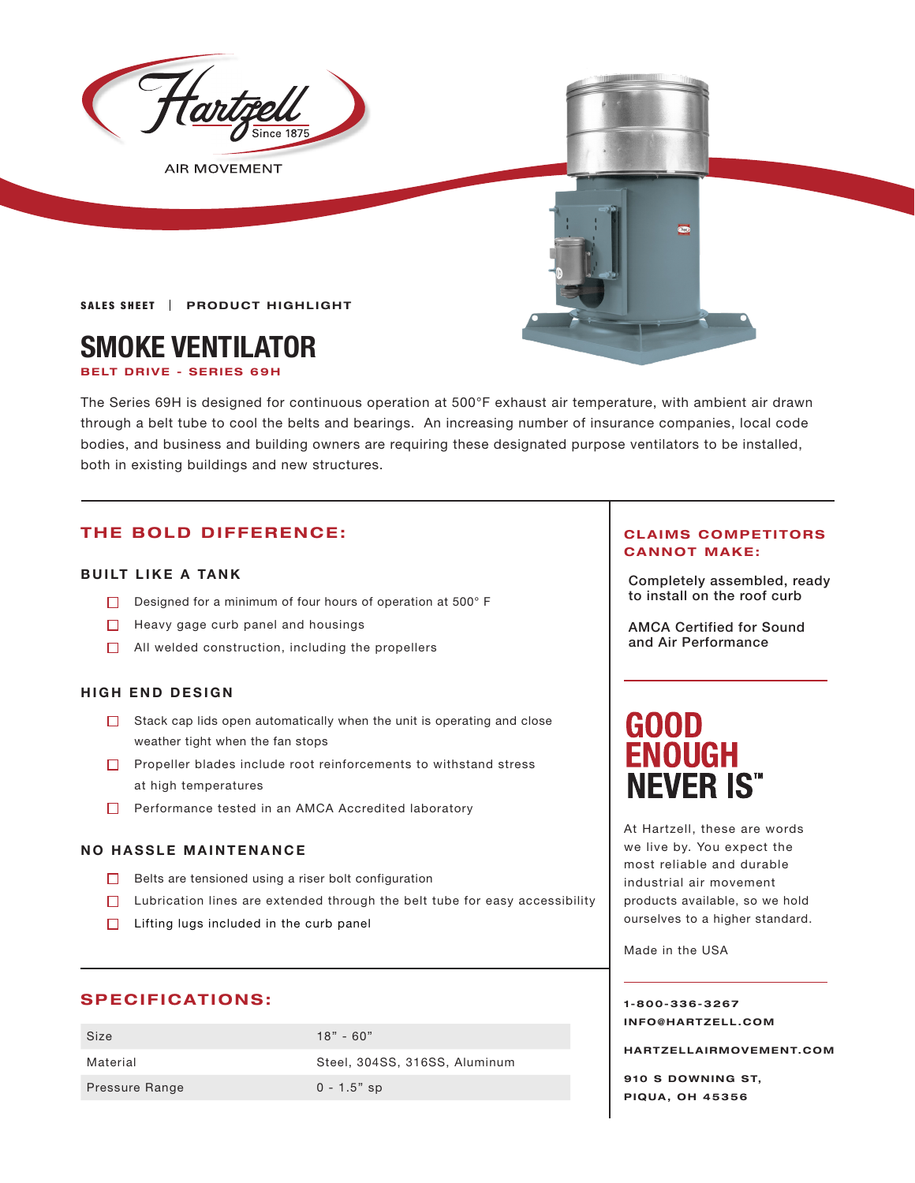Hartzell

Since 1875

AIR MOVEMENT

**SALES SHEET | PRODUCT HIGHLIGHT**

# SMOKE VENTILATOR

**BELT DRIVE - SERIES 69H**

The Series 69H is designed for continuous operation at 500°F exhaust air temperature, with ambient air drawn through a belt tube to cool the belts and bearings. An increasing number of insurance companies, local code bodies, and business and building owners are requiring these designated purpose ventilators to be installed, both in existing buildings and new structures.

## THE BOLD DIFFERENCE:

### BUILT LIKE A TANK

- Designed for a minimum of four hours of operation at 500° F
- Heavy gage curb panel and housings
- All welded construction, including the propellers

### HIGH END DESIGN

- Stack cap lids open automatically when the unit is operating and close weather tight when the fan stops
- Propeller blades include root reinforcements to withstand stress at high temperatures
- Performance tested in an AMCA Accredited laboratory

### NO HASSLE MAINTENANCE

- Belts are tensioned using a riser bolt configuration
- Lubrication lines are extended through the belt tube for easy accessibility
- Lifting lugs included in the curb panel

## SPECIFICATIONS:

| | |
|---|---|
| Size | 18" - 60" |
| Material | Steel, 304SS, 316SS, Aluminum |
| Pressure Range | 0 - 1.5" sp |

## CLAIMS COMPETITORS CANNOT MAKE:

Completely assembled, ready to install on the roof curb

AMCA Certified for Sound and Air Performance

## GOOD ENOUGH NEVER IS™

At Hartzell, these are words we live by. You expect the most reliable and durable industrial air movement products available, so we hold ourselves to a higher standard.

Made in the USA

1-800-336-3267

INFO@HARTZELL.COM

HARTZELLAIRMOVEMENT.COM

910 S DOWNING ST,
PIQUA, OH 45356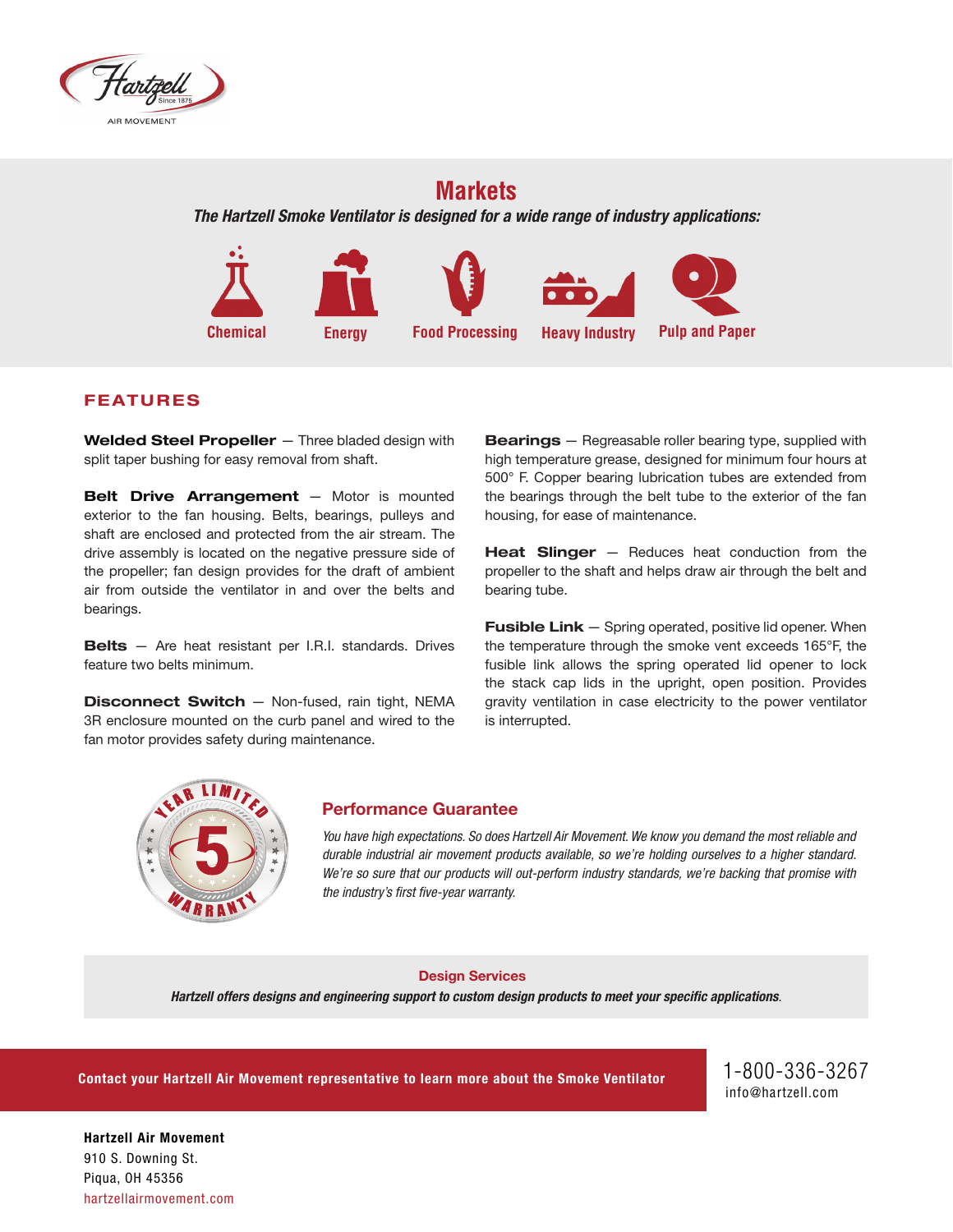## Markets

***The Hartzell Smoke Ventilator is designed for a wide range of industry applications:***

Chemical

Energy

Food Processing

Heavy Industry

Pulp and Paper

## FEATURES

**Welded Steel Propeller** — Three bladed design with split taper bushing for easy removal from shaft.

**Belt Drive Arrangement** — Motor is mounted exterior to the fan housing. Belts, bearings, pulleys and shaft are enclosed and protected from the air stream. The drive assembly is located on the negative pressure side of the propeller; fan design provides for the draft of ambient air from outside the ventilator in and over the belts and bearings.

**Belts** — Are heat resistant per I.R.I. standards. Drives feature two belts minimum.

**Disconnect Switch** — Non-fused, rain tight, NEMA 3R enclosure mounted on the curb panel and wired to the fan motor provides safety during maintenance.

**Bearings** — Regreasable roller bearing type, supplied with high temperature grease, designed for minimum four hours at 500° F. Copper bearing lubrication tubes are extended from the bearings through the belt tube to the exterior of the fan housing, for ease of maintenance.

**Heat Slinger** — Reduces heat conduction from the propeller to the shaft and helps draw air through the belt and bearing tube.

**Fusible Link** — Spring operated, positive lid opener. When the temperature through the smoke vent exceeds 165°F, the fusible link allows the spring operated lid opener to lock the stack cap lids in the upright, open position. Provides gravity ventilation in case electricity to the power ventilator is interrupted.

YEAR LIMITED 5 WARRANTY

### Performance Guarantee

*You have high expectations. So does Hartzell Air Movement. We know you demand the most reliable and durable industrial air movement products available, so we're holding ourselves to a higher standard. We're so sure that our products will out-perform industry standards, we're backing that promise with the industry's first five-year warranty.*

### Design Services

***Hartzell offers designs and engineering support to custom design products to meet your specific applications.***

**Contact your Hartzell Air Movement representative to learn more about the Smoke Ventilator**

1-800-336-3267
info@hartzell.com

**Hartzell Air Movement**
910 S. Downing St.
Piqua, OH 45356
hartzellairmovement.com